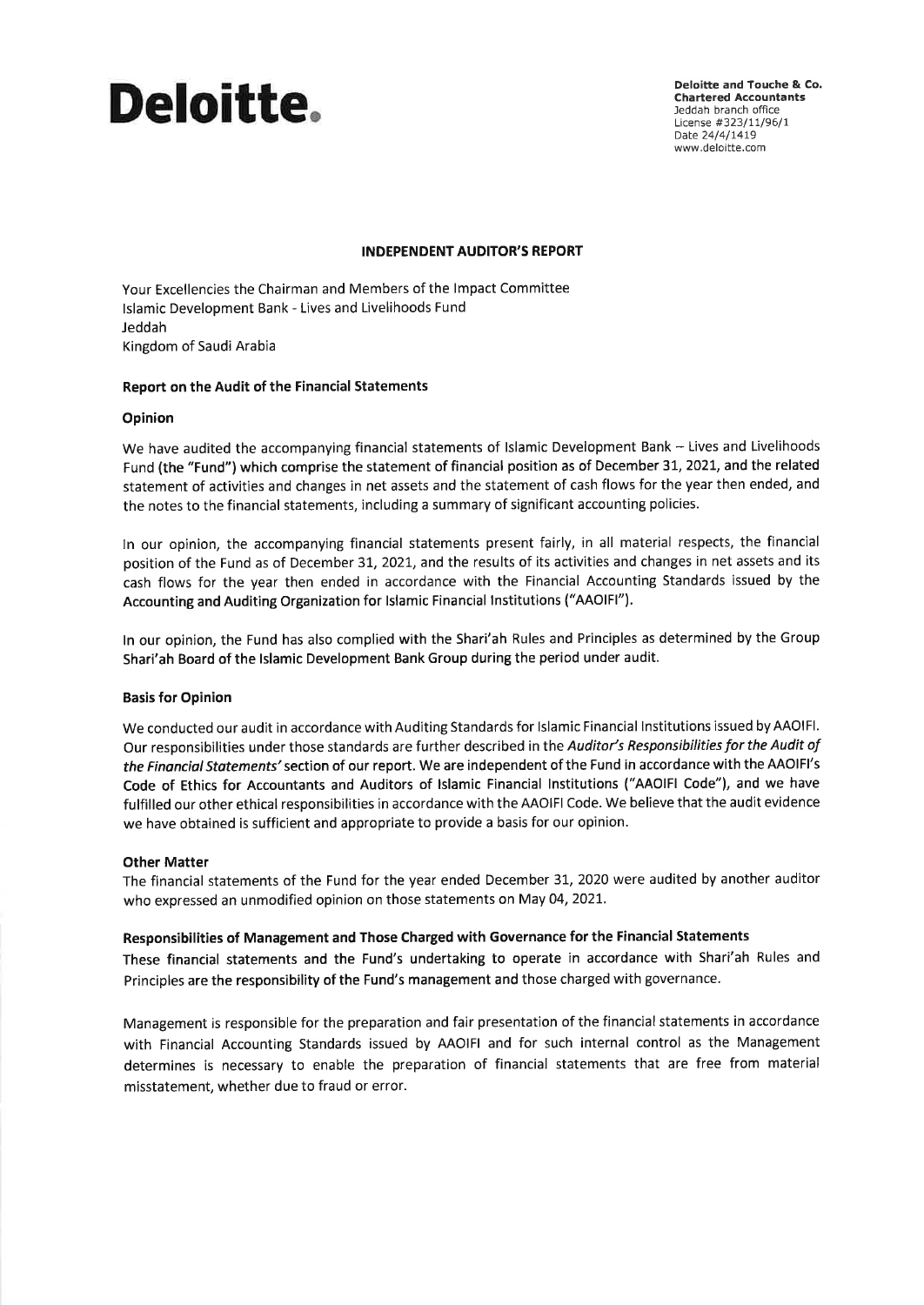**Deloitte.**

**Deloitte and Touche & Co.**
**Chartered Accountants**
Jeddah branch office
License #323/11/96/1
Date 24/4/1419
www.deloitte.com

## INDEPENDENT AUDITOR'S REPORT

Your Excellencies the Chairman and Members of the Impact Committee
Islamic Development Bank - Lives and Livelihoods Fund
Jeddah
Kingdom of Saudi Arabia

### Report on the Audit of the Financial Statements

#### Opinion

We have audited the accompanying financial statements of Islamic Development Bank – Lives and Livelihoods Fund (the "Fund") which comprise the statement of financial position as of December 31, 2021, and the related statement of activities and changes in net assets and the statement of cash flows for the year then ended, and the notes to the financial statements, including a summary of significant accounting policies.

In our opinion, the accompanying financial statements present fairly, in all material respects, the financial position of the Fund as of December 31, 2021, and the results of its activities and changes in net assets and its cash flows for the year then ended in accordance with the Financial Accounting Standards issued by the Accounting and Auditing Organization for Islamic Financial Institutions ("AAOIFI").

In our opinion, the Fund has also complied with the Shari'ah Rules and Principles as determined by the Group Shari'ah Board of the Islamic Development Bank Group during the period under audit.

#### Basis for Opinion

We conducted our audit in accordance with Auditing Standards for Islamic Financial Institutions issued by AAOIFI. Our responsibilities under those standards are further described in the *Auditor's Responsibilities for the Audit of the Financial Statements'* section of our report. We are independent of the Fund in accordance with the AAOIFI's Code of Ethics for Accountants and Auditors of Islamic Financial Institutions ("AAOIFI Code"), and we have fulfilled our other ethical responsibilities in accordance with the AAOIFI Code. We believe that the audit evidence we have obtained is sufficient and appropriate to provide a basis for our opinion.

#### Other Matter

The financial statements of the Fund for the year ended December 31, 2020 were audited by another auditor who expressed an unmodified opinion on those statements on May 04, 2021.

#### Responsibilities of Management and Those Charged with Governance for the Financial Statements

These financial statements and the Fund's undertaking to operate in accordance with Shari'ah Rules and Principles are the responsibility of the Fund's management and those charged with governance.

Management is responsible for the preparation and fair presentation of the financial statements in accordance with Financial Accounting Standards issued by AAOIFI and for such internal control as the Management determines is necessary to enable the preparation of financial statements that are free from material misstatement, whether due to fraud or error.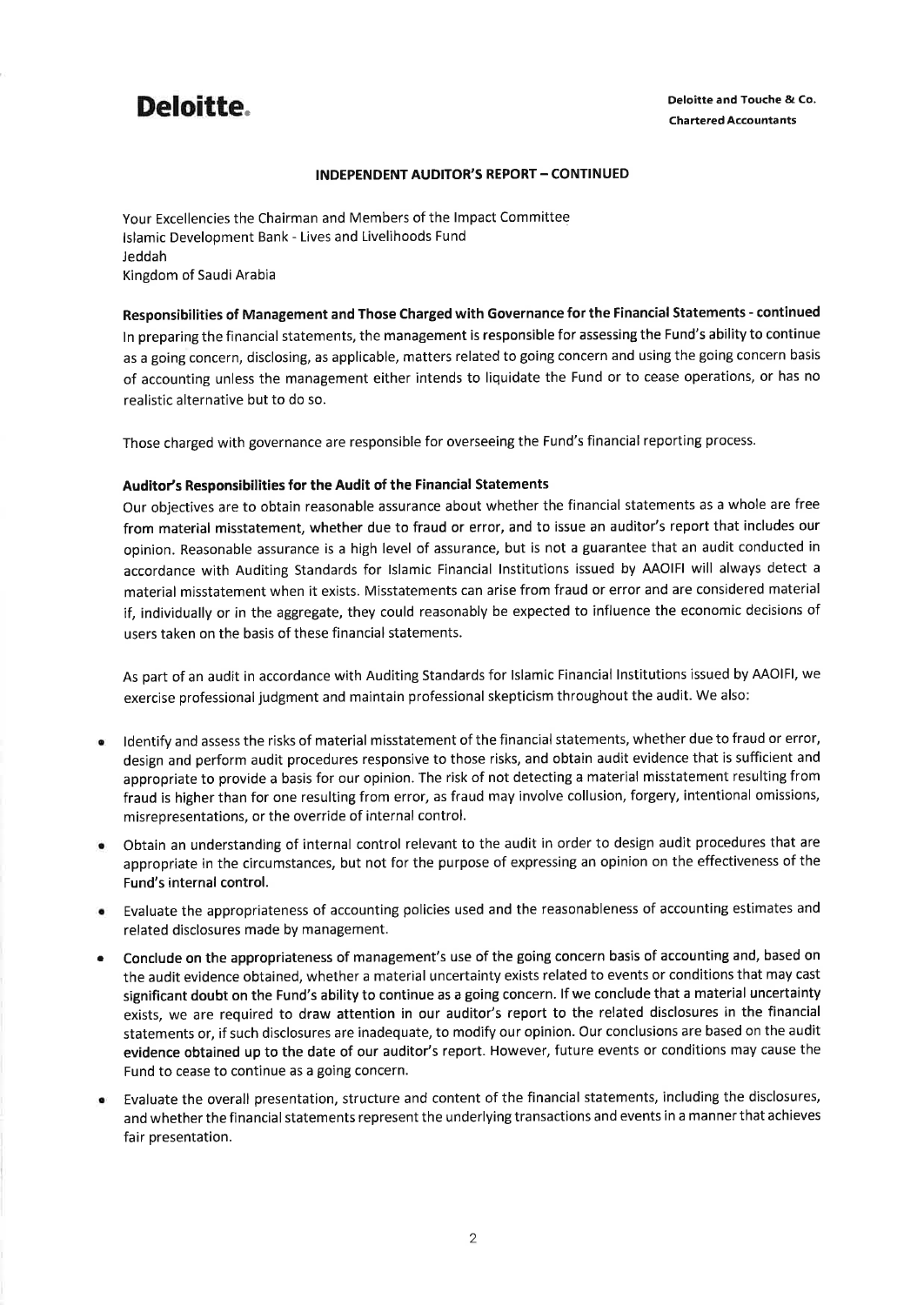**Deloitte.**

Deloitte and Touche & Co.
Chartered Accountants

## INDEPENDENT AUDITOR'S REPORT – CONTINUED

Your Excellencies the Chairman and Members of the Impact Committee
Islamic Development Bank - Lives and Livelihoods Fund
Jeddah
Kingdom of Saudi Arabia

**Responsibilities of Management and Those Charged with Governance for the Financial Statements - continued**

In preparing the financial statements, the management is responsible for assessing the Fund's ability to continue as a going concern, disclosing, as applicable, matters related to going concern and using the going concern basis of accounting unless the management either intends to liquidate the Fund or to cease operations, or has no realistic alternative but to do so.

Those charged with governance are responsible for overseeing the Fund's financial reporting process.

**Auditor's Responsibilities for the Audit of the Financial Statements**

Our objectives are to obtain reasonable assurance about whether the financial statements as a whole are free from material misstatement, whether due to fraud or error, and to issue an auditor's report that includes our opinion. Reasonable assurance is a high level of assurance, but is not a guarantee that an audit conducted in accordance with Auditing Standards for Islamic Financial Institutions issued by AAOIFI will always detect a material misstatement when it exists. Misstatements can arise from fraud or error and are considered material if, individually or in the aggregate, they could reasonably be expected to influence the economic decisions of users taken on the basis of these financial statements.

As part of an audit in accordance with Auditing Standards for Islamic Financial Institutions issued by AAOIFI, we exercise professional judgment and maintain professional skepticism throughout the audit. We also:

- Identify and assess the risks of material misstatement of the financial statements, whether due to fraud or error, design and perform audit procedures responsive to those risks, and obtain audit evidence that is sufficient and appropriate to provide a basis for our opinion. The risk of not detecting a material misstatement resulting from fraud is higher than for one resulting from error, as fraud may involve collusion, forgery, intentional omissions, misrepresentations, or the override of internal control.
- Obtain an understanding of internal control relevant to the audit in order to design audit procedures that are appropriate in the circumstances, but not for the purpose of expressing an opinion on the effectiveness of the Fund's internal control.
- Evaluate the appropriateness of accounting policies used and the reasonableness of accounting estimates and related disclosures made by management.
- Conclude on the appropriateness of management's use of the going concern basis of accounting and, based on the audit evidence obtained, whether a material uncertainty exists related to events or conditions that may cast significant doubt on the Fund's ability to continue as a going concern. If we conclude that a material uncertainty exists, we are required to draw attention in our auditor's report to the related disclosures in the financial statements or, if such disclosures are inadequate, to modify our opinion. Our conclusions are based on the audit evidence obtained up to the date of our auditor's report. However, future events or conditions may cause the Fund to cease to continue as a going concern.
- Evaluate the overall presentation, structure and content of the financial statements, including the disclosures, and whether the financial statements represent the underlying transactions and events in a manner that achieves fair presentation.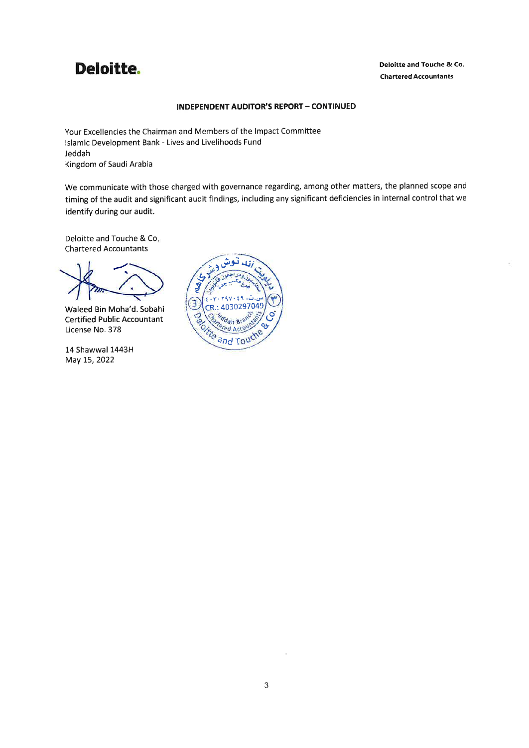**Deloitte.**

Deloitte and Touche & Co.
Chartered Accountants

## INDEPENDENT AUDITOR'S REPORT – CONTINUED

Your Excellencies the Chairman and Members of the Impact Committee
Islamic Development Bank - Lives and Livelihoods Fund
Jeddah
Kingdom of Saudi Arabia

We communicate with those charged with governance regarding, among other matters, the planned scope and timing of the audit and significant audit findings, including any significant deficiencies in internal control that we identify during our audit.

Deloitte and Touche & Co.
Chartered Accountants

Waleed Bin Moha'd. Sobahi
Certified Public Accountant
License No. 378

14 Shawwal 1443H
May 15, 2022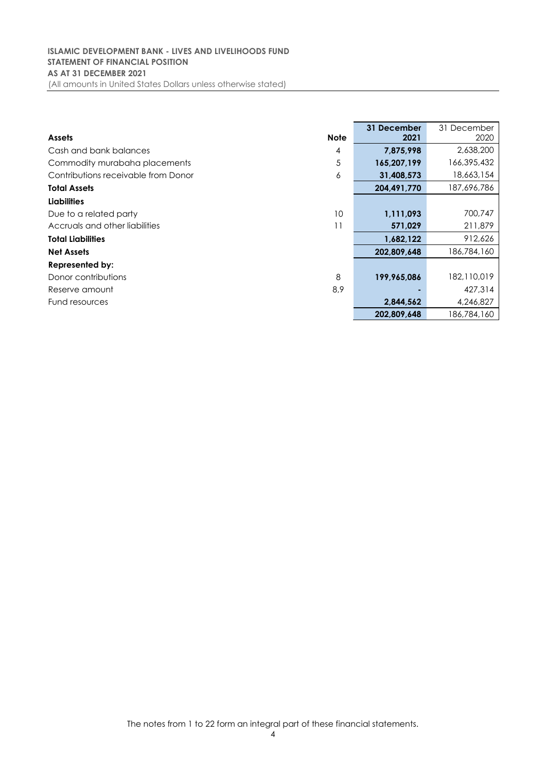**ISLAMIC DEVELOPMENT BANK - LIVES AND LIVELIHOODS FUND**
**STATEMENT OF FINANCIAL POSITION**
**AS AT 31 DECEMBER 2021**
(All amounts in United States Dollars unless otherwise stated)

| **Assets** | **Note** | **31 December 2021** | 31 December 2020 |
|---|---|---|---|
| Cash and bank balances | 4 | **7,875,998** | 2,638,200 |
| Commodity murabaha placements | 5 | **165,207,199** | 166,395,432 |
| Contributions receivable from Donor | 6 | **31,408,573** | 18,663,154 |
| **Total Assets** | | **204,491,770** | 187,696,786 |
| **Liabilities** | | | |
| Due to a related party | 10 | **1,111,093** | 700,747 |
| Accruals and other liabilities | 11 | **571,029** | 211,879 |
| **Total Liabilities** | | **1,682,122** | 912,626 |
| **Net Assets** | | **202,809,648** | 186,784,160 |
| **Represented by:** | | | |
| Donor contributions | 8 | **199,965,086** | 182,110,019 |
| Reserve amount | 8,9 | **-** | 427,314 |
| Fund resources | | **2,844,562** | 4,246,827 |
| | | **202,809,648** | 186,784,160 |

The notes from 1 to 22 form an integral part of these financial statements.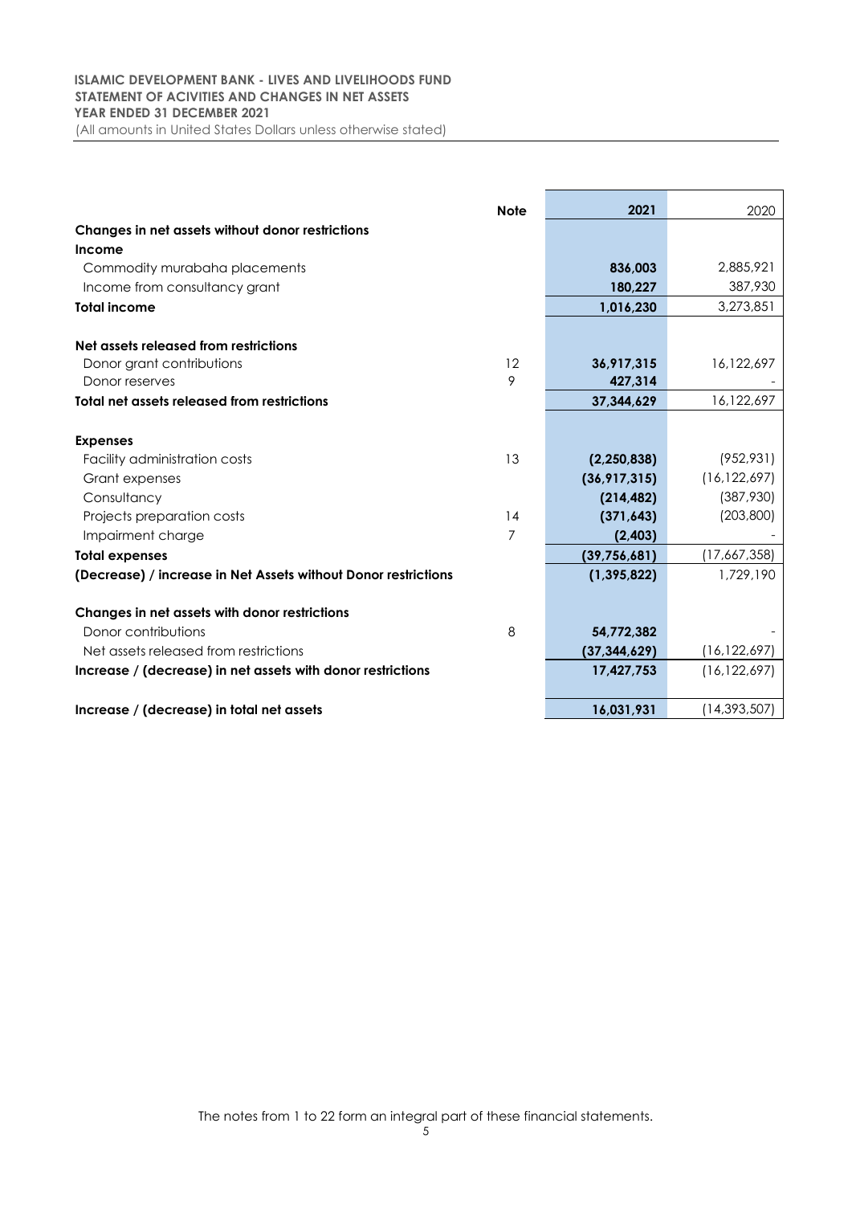**ISLAMIC DEVELOPMENT BANK - LIVES AND LIVELIHOODS FUND**
**STATEMENT OF ACIVITIES AND CHANGES IN NET ASSETS**
**YEAR ENDED 31 DECEMBER 2021**
(All amounts in United States Dollars unless otherwise stated)

| | Note | 2021 | 2020 |
|---|---|---|---|
| **Changes in net assets without donor restrictions** | | | |
| **Income** | | | |
| Commodity murabaha placements | | **836,003** | 2,885,921 |
| Income from consultancy grant | | **180,227** | 387,930 |
| **Total income** | | **1,016,230** | 3,273,851 |
| | | | |
| **Net assets released from restrictions** | | | |
| Donor grant contributions | 12 | **36,917,315** | 16,122,697 |
| Donor reserves | 9 | **427,314** | - |
| **Total net assets released from restrictions** | | **37,344,629** | 16,122,697 |
| | | | |
| **Expenses** | | | |
| Facility administration costs | 13 | **(2,250,838)** | (952,931) |
| Grant expenses | | **(36,917,315)** | (16,122,697) |
| Consultancy | | **(214,482)** | (387,930) |
| Projects preparation costs | 14 | **(371,643)** | (203,800) |
| Impairment charge | 7 | **(2,403)** | - |
| **Total expenses** | | **(39,756,681)** | (17,667,358) |
| **(Decrease) / increase in Net Assets without Donor restrictions** | | **(1,395,822)** | 1,729,190 |
| | | | |
| **Changes in net assets with donor restrictions** | | | |
| Donor contributions | 8 | **54,772,382** | - |
| Net assets released from restrictions | | **(37,344,629)** | (16,122,697) |
| **Increase / (decrease) in net assets with donor restrictions** | | **17,427,753** | (16,122,697) |
| | | | |
| **Increase / (decrease) in total net assets** | | **16,031,931** | (14,393,507) |

The notes from 1 to 22 form an integral part of these financial statements.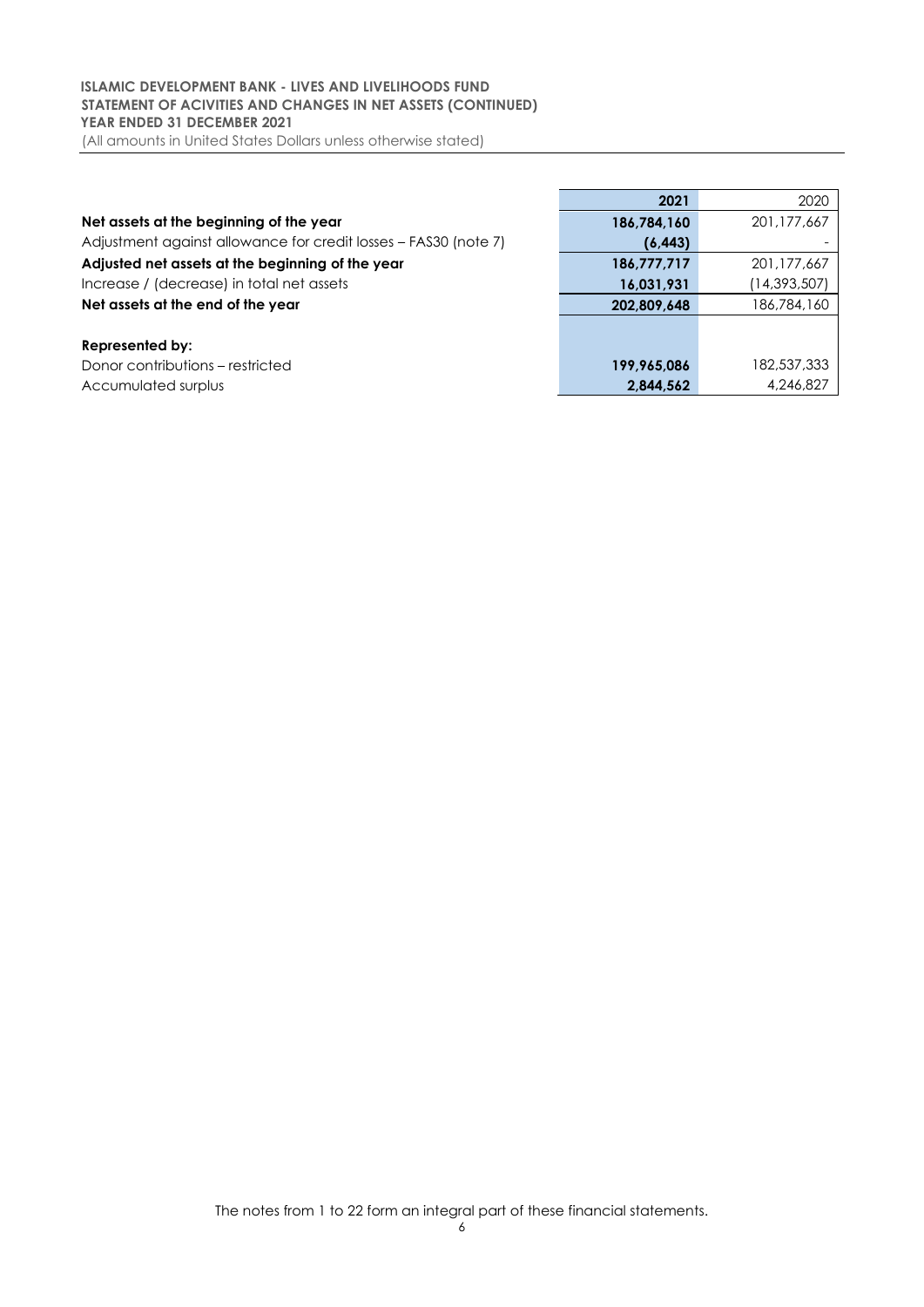**ISLAMIC DEVELOPMENT BANK - LIVES AND LIVELIHOODS FUND**
**STATEMENT OF ACIVITIES AND CHANGES IN NET ASSETS (CONTINUED)**
**YEAR ENDED 31 DECEMBER 2021**
(All amounts in United States Dollars unless otherwise stated)

| | **2021** | 2020 |
|---|---|---|
| **Net assets at the beginning of the year** | **186,784,160** | 201,177,667 |
| Adjustment against allowance for credit losses – FAS30 (note 7) | **(6,443)** | - |
| **Adjusted net assets at the beginning of the year** | **186,777,717** | 201,177,667 |
| Increase / (decrease) in total net assets | **16,031,931** | (14,393,507) |
| **Net assets at the end of the year** | **202,809,648** | 186,784,160 |
| | | |
| **Represented by:** | | |
| Donor contributions – restricted | **199,965,086** | 182,537,333 |
| Accumulated surplus | **2,844,562** | 4,246,827 |

The notes from 1 to 22 form an integral part of these financial statements.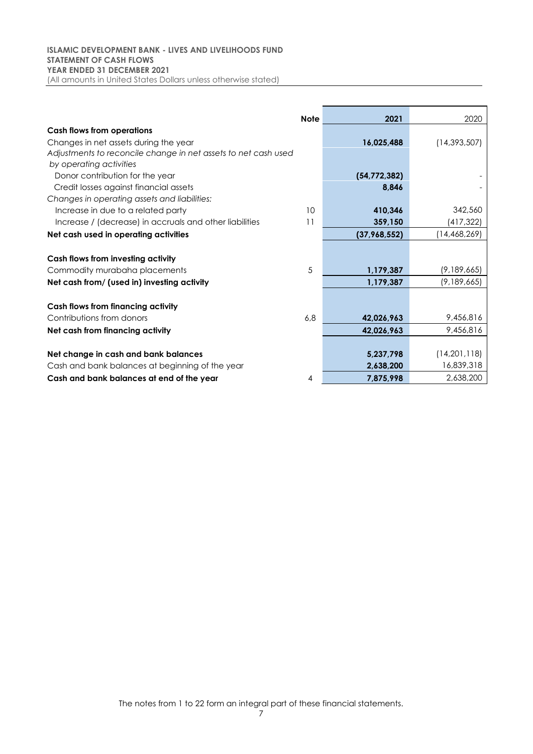**ISLAMIC DEVELOPMENT BANK - LIVES AND LIVELIHOODS FUND**
**STATEMENT OF CASH FLOWS**
**YEAR ENDED 31 DECEMBER 2021**
(All amounts in United States Dollars unless otherwise stated)

| | Note | 2021 | 2020 |
|---|---|---|---|
| **Cash flows from operations** | | | |
| Changes in net assets during the year | | **16,025,488** | (14,393,507) |
| *Adjustments to reconcile change in net assets to net cash used by operating activities* | | | |
| Donor contribution for the year | | **(54,772,382)** | - |
| Credit losses against financial assets | | **8,846** | - |
| *Changes in operating assets and liabilities:* | | | |
| Increase in due to a related party | 10 | **410,346** | 342,560 |
| Increase / (decrease) in accruals and other liabilities | 11 | **359,150** | (417,322) |
| **Net cash used in operating activities** | | **(37,968,552)** | (14,468,269) |
| | | | |
| **Cash flows from investing activity** | | | |
| Commodity murabaha placements | 5 | **1,179,387** | (9,189,665) |
| **Net cash from/ (used in) investing activity** | | **1,179,387** | (9,189,665) |
| | | | |
| **Cash flows from financing activity** | | | |
| Contributions from donors | 6,8 | **42,026,963** | 9,456,816 |
| **Net cash from financing activity** | | **42,026,963** | 9,456,816 |
| | | | |
| **Net change in cash and bank balances** | | **5,237,798** | (14,201,118) |
| Cash and bank balances at beginning of the year | | **2,638,200** | 16,839,318 |
| **Cash and bank balances at end of the year** | 4 | **7,875,998** | 2,638,200 |

The notes from 1 to 22 form an integral part of these financial statements.